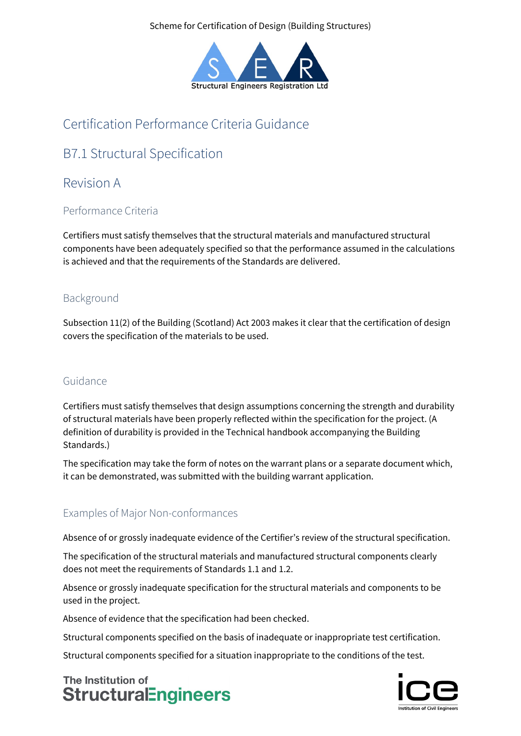Scheme for Certification of Design (Building Structures)

Structural Engineers Registration Ltd

# Certification Performance Criteria Guidance

# B7.1 Structural Specification

# Revision A

## Performance Criteria

Certifiers must satisfy themselves that the structural materials and manufactured structural components have been adequately specified so that the performance assumed in the calculations is achieved and that the requirements of the Standards are delivered.

## Background

Subsection 11(2) of the Building (Scotland) Act 2003 makes it clear that the certification of design covers the specification of the materials to be used.

## Guidance

Certifiers must satisfy themselves that design assumptions concerning the strength and durability of structural materials have been properly reflected within the specification for the project. (A definition of durability is provided in the Technical handbook accompanying the Building Standards.)

The specification may take the form of notes on the warrant plans or a separate document which, it can be demonstrated, was submitted with the building warrant application.

## Examples of Major Non-conformances

Absence of or grossly inadequate evidence of the Certifier's review of the structural specification.

The specification of the structural materials and manufactured structural components clearly does not meet the requirements of Standards 1.1 and 1.2.

Absence or grossly inadequate specification for the structural materials and components to be used in the project.

Absence of evidence that the specification had been checked.

Structural components specified on the basis of inadequate or inappropriate test certification.

Structural components specified for a situation inappropriate to the conditions of the test.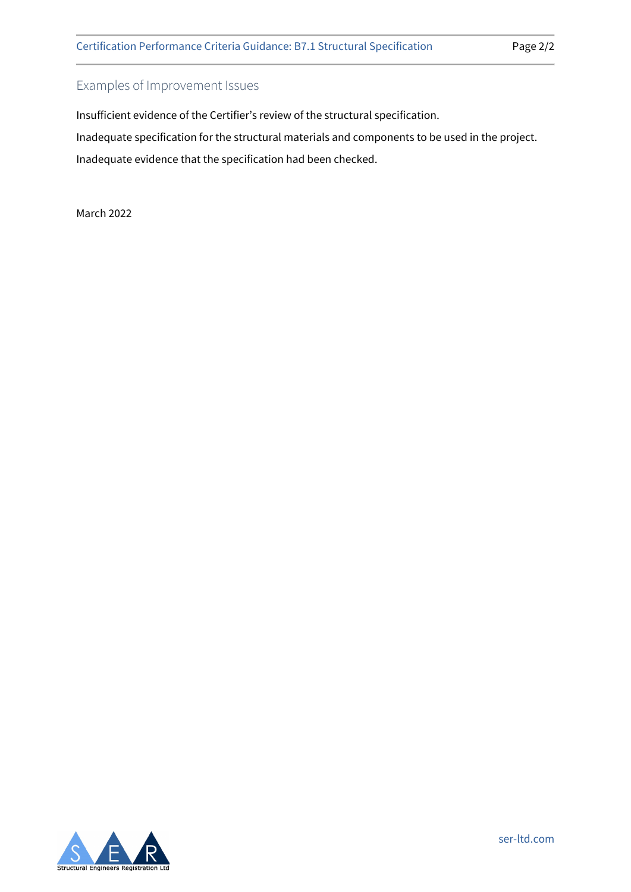## Examples of Improvement Issues

Insufficient evidence of the Certifier's review of the structural specification.

Inadequate specification for the structural materials and components to be used in the project.

Inadequate evidence that the specification had been checked.

March 2022